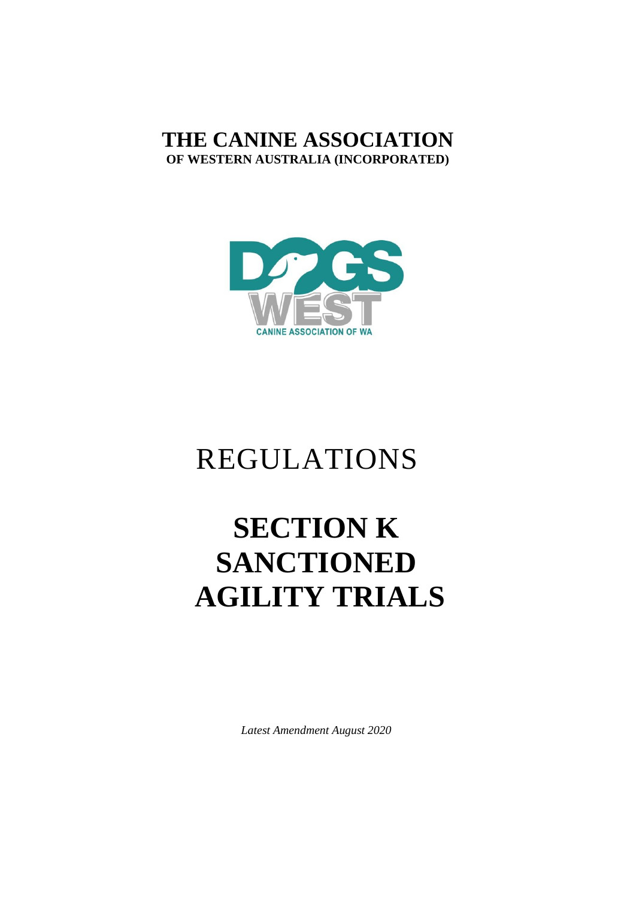# THE CANINE ASSOCIATION
**OF WESTERN AUSTRALIA (INCORPORATED)**

DOGS WEST
CANINE ASSOCIATION OF WA

# REGULATIONS

# SECTION K
# SANCTIONED
# AGILITY TRIALS

*Latest Amendment August 2020*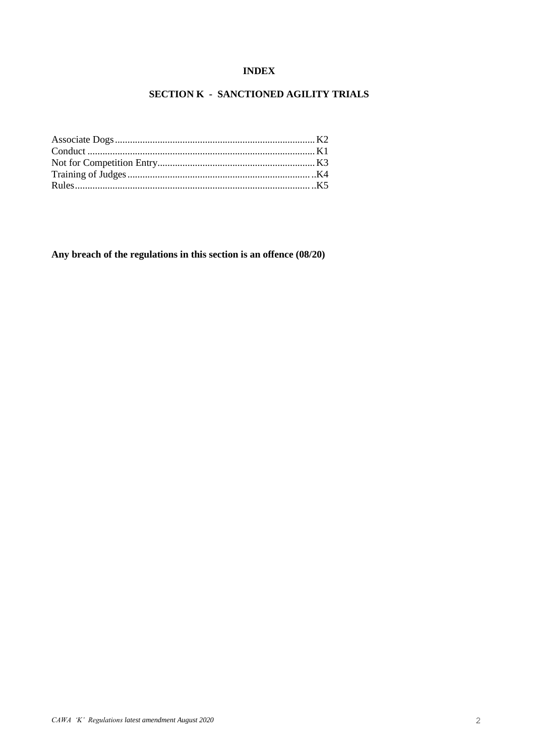# INDEX

## SECTION K - SANCTIONED AGILITY TRIALS

Associate Dogs............................................................................... K2
Conduct ......................................................................................... K1
Not for Competition Entry.............................................................. K3
Training of Judges......................................................................... ..K4
Rules............................................................................................. ..K5

**Any breach of the regulations in this section is an offence (08/20)**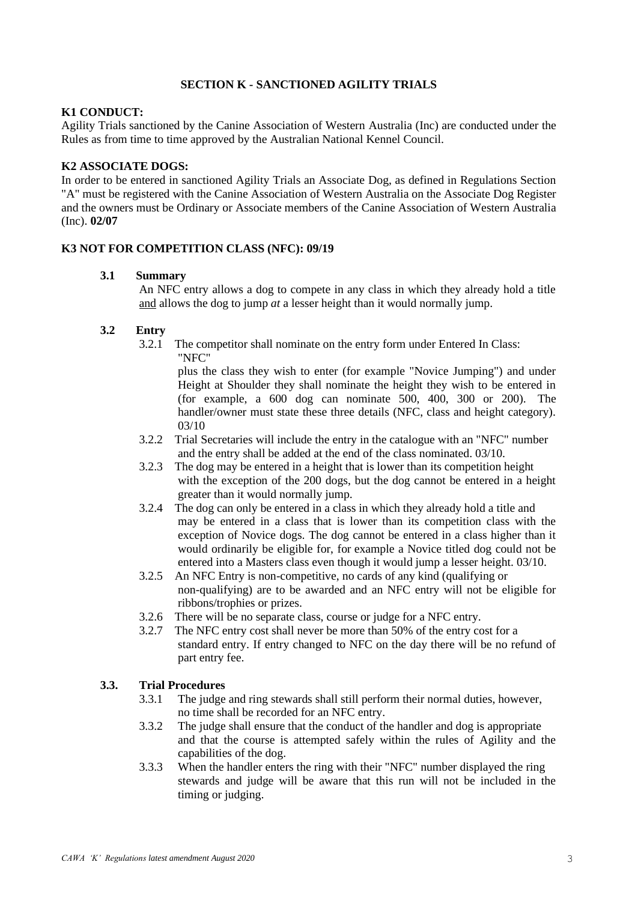## SECTION K - SANCTIONED AGILITY TRIALS

**K1 CONDUCT:**

Agility Trials sanctioned by the Canine Association of Western Australia (Inc) are conducted under the Rules as from time to time approved by the Australian National Kennel Council.

**K2 ASSOCIATE DOGS:**

In order to be entered in sanctioned Agility Trials an Associate Dog, as defined in Regulations Section "A" must be registered with the Canine Association of Western Australia on the Associate Dog Register and the owners must be Ordinary or Associate members of the Canine Association of Western Australia (Inc). **02/07**

**K3 NOT FOR COMPETITION CLASS (NFC): 09/19**

**3.1 Summary**

An NFC entry allows a dog to compete in any class in which they already hold a title and allows the dog to jump *at* a lesser height than it would normally jump.

**3.2 Entry**

3.2.1 The competitor shall nominate on the entry form under Entered In Class: "NFC" plus the class they wish to enter (for example "Novice Jumping") and under Height at Shoulder they shall nominate the height they wish to be entered in (for example, a 600 dog can nominate 500, 400, 300 or 200). The handler/owner must state these three details (NFC, class and height category). 03/10

3.2.2 Trial Secretaries will include the entry in the catalogue with an "NFC" number and the entry shall be added at the end of the class nominated. 03/10.

3.2.3 The dog may be entered in a height that is lower than its competition height with the exception of the 200 dogs, but the dog cannot be entered in a height greater than it would normally jump.

3.2.4 The dog can only be entered in a class in which they already hold a title and may be entered in a class that is lower than its competition class with the exception of Novice dogs. The dog cannot be entered in a class higher than it would ordinarily be eligible for, for example a Novice titled dog could not be entered into a Masters class even though it would jump a lesser height. 03/10.

3.2.5 An NFC Entry is non-competitive, no cards of any kind (qualifying or non-qualifying) are to be awarded and an NFC entry will not be eligible for ribbons/trophies or prizes.

3.2.6 There will be no separate class, course or judge for a NFC entry.

3.2.7 The NFC entry cost shall never be more than 50% of the entry cost for a standard entry. If entry changed to NFC on the day there will be no refund of part entry fee.

**3.3. Trial Procedures**

3.3.1 The judge and ring stewards shall still perform their normal duties, however, no time shall be recorded for an NFC entry.

3.3.2 The judge shall ensure that the conduct of the handler and dog is appropriate and that the course is attempted safely within the rules of Agility and the capabilities of the dog.

3.3.3 When the handler enters the ring with their "NFC" number displayed the ring stewards and judge will be aware that this run will not be included in the timing or judging.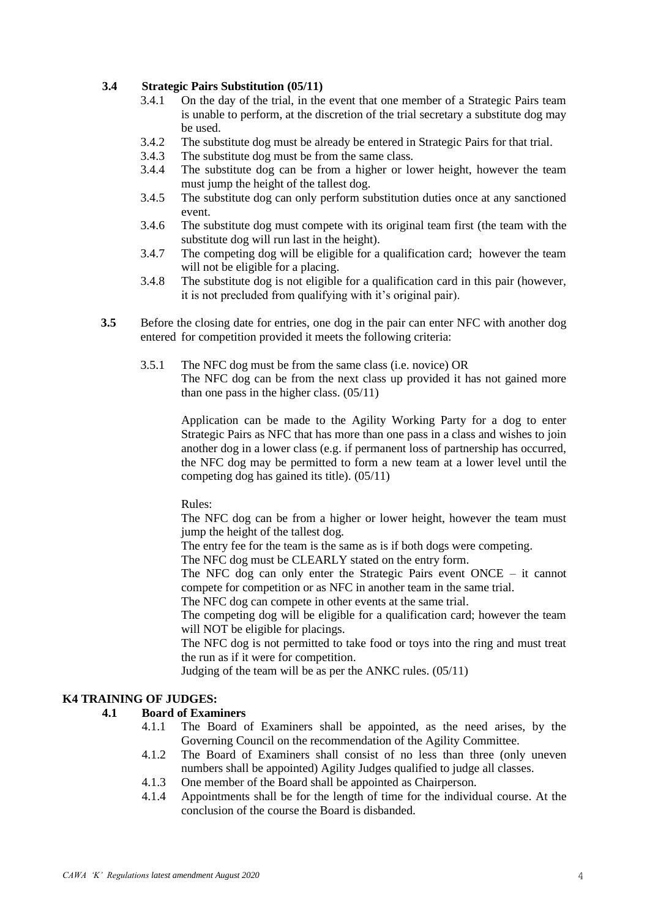### 3.4 Strategic Pairs Substitution (05/11)

3.4.1 On the day of the trial, in the event that one member of a Strategic Pairs team is unable to perform, at the discretion of the trial secretary a substitute dog may be used.

3.4.2 The substitute dog must be already be entered in Strategic Pairs for that trial.

3.4.3 The substitute dog must be from the same class.

3.4.4 The substitute dog can be from a higher or lower height, however the team must jump the height of the tallest dog.

3.4.5 The substitute dog can only perform substitution duties once at any sanctioned event.

3.4.6 The substitute dog must compete with its original team first (the team with the substitute dog will run last in the height).

3.4.7 The competing dog will be eligible for a qualification card; however the team will not be eligible for a placing.

3.4.8 The substitute dog is not eligible for a qualification card in this pair (however, it is not precluded from qualifying with it's original pair).

**3.5** Before the closing date for entries, one dog in the pair can enter NFC with another dog entered for competition provided it meets the following criteria:

3.5.1 The NFC dog must be from the same class (i.e. novice) OR
The NFC dog can be from the next class up provided it has not gained more than one pass in the higher class. (05/11)

Application can be made to the Agility Working Party for a dog to enter Strategic Pairs as NFC that has more than one pass in a class and wishes to join another dog in a lower class (e.g. if permanent loss of partnership has occurred, the NFC dog may be permitted to form a new team at a lower level until the competing dog has gained its title). (05/11)

Rules:

The NFC dog can be from a higher or lower height, however the team must jump the height of the tallest dog.

The entry fee for the team is the same as is if both dogs were competing.

The NFC dog must be CLEARLY stated on the entry form.

The NFC dog can only enter the Strategic Pairs event ONCE – it cannot compete for competition or as NFC in another team in the same trial.

The NFC dog can compete in other events at the same trial.

The competing dog will be eligible for a qualification card; however the team will NOT be eligible for placings.

The NFC dog is not permitted to take food or toys into the ring and must treat the run as if it were for competition.

Judging of the team will be as per the ANKC rules. (05/11)

## K4 TRAINING OF JUDGES:

### 4.1 Board of Examiners

4.1.1 The Board of Examiners shall be appointed, as the need arises, by the Governing Council on the recommendation of the Agility Committee.

4.1.2 The Board of Examiners shall consist of no less than three (only uneven numbers shall be appointed) Agility Judges qualified to judge all classes.

4.1.3 One member of the Board shall be appointed as Chairperson.

4.1.4 Appointments shall be for the length of time for the individual course. At the conclusion of the course the Board is disbanded.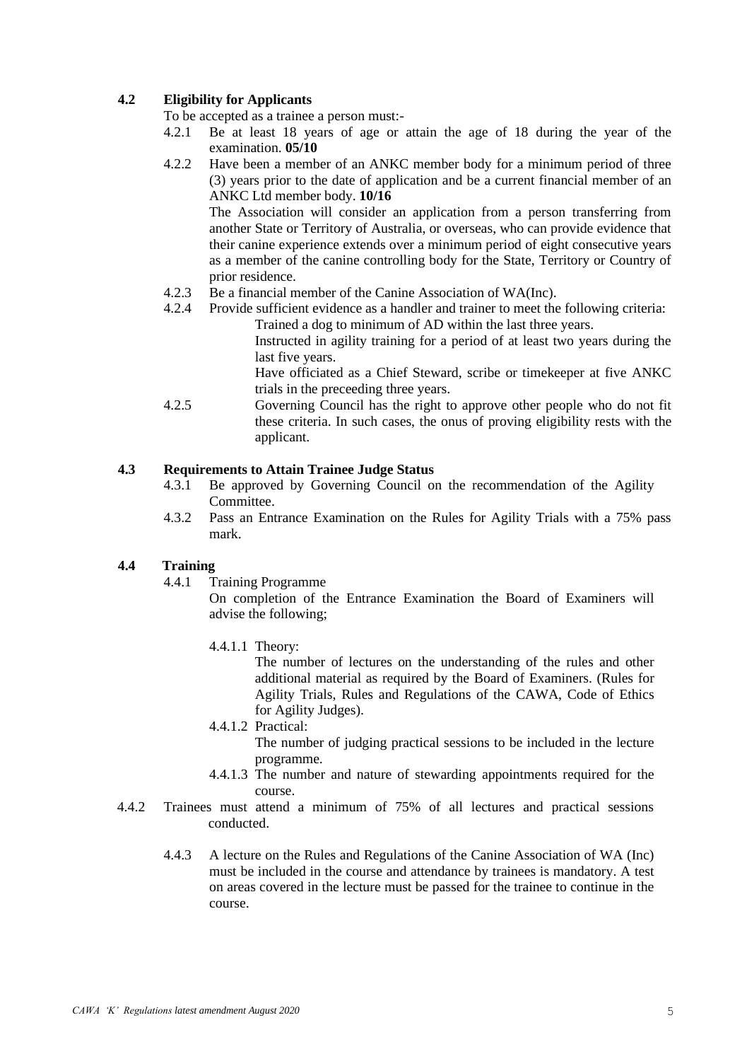**4.2 Eligibility for Applicants**

To be accepted as a trainee a person must:-

4.2.1 Be at least 18 years of age or attain the age of 18 during the year of the examination. **05/10**

4.2.2 Have been a member of an ANKC member body for a minimum period of three (3) years prior to the date of application and be a current financial member of an ANKC Ltd member body. **10/16**

The Association will consider an application from a person transferring from another State or Territory of Australia, or overseas, who can provide evidence that their canine experience extends over a minimum period of eight consecutive years as a member of the canine controlling body for the State, Territory or Country of prior residence.

4.2.3 Be a financial member of the Canine Association of WA(Inc).

4.2.4 Provide sufficient evidence as a handler and trainer to meet the following criteria:

Trained a dog to minimum of AD within the last three years.

Instructed in agility training for a period of at least two years during the last five years.

Have officiated as a Chief Steward, scribe or timekeeper at five ANKC trials in the preceeding three years.

4.2.5 Governing Council has the right to approve other people who do not fit these criteria. In such cases, the onus of proving eligibility rests with the applicant.

**4.3 Requirements to Attain Trainee Judge Status**

4.3.1 Be approved by Governing Council on the recommendation of the Agility Committee.

4.3.2 Pass an Entrance Examination on the Rules for Agility Trials with a 75% pass mark.

**4.4 Training**

4.4.1 Training Programme

On completion of the Entrance Examination the Board of Examiners will advise the following;

4.4.1.1 Theory:

The number of lectures on the understanding of the rules and other additional material as required by the Board of Examiners. (Rules for Agility Trials, Rules and Regulations of the CAWA, Code of Ethics for Agility Judges).

4.4.1.2 Practical:

The number of judging practical sessions to be included in the lecture programme.

4.4.1.3 The number and nature of stewarding appointments required for the course.

4.4.2 Trainees must attend a minimum of 75% of all lectures and practical sessions conducted.

4.4.3 A lecture on the Rules and Regulations of the Canine Association of WA (Inc) must be included in the course and attendance by trainees is mandatory. A test on areas covered in the lecture must be passed for the trainee to continue in the course.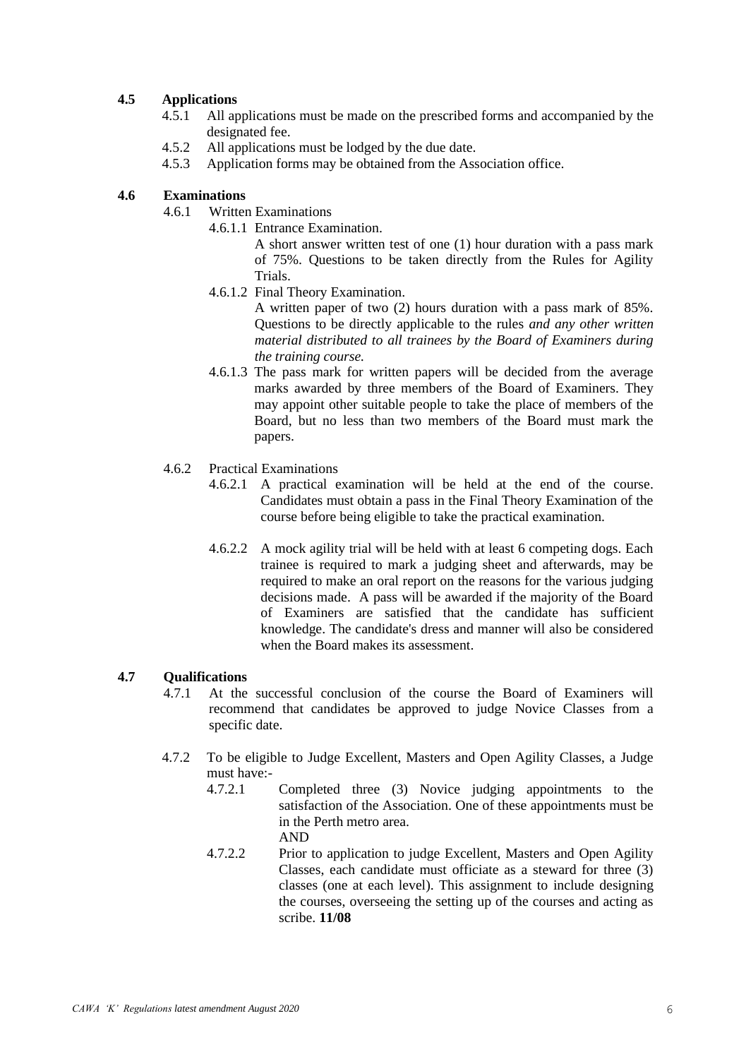**4.5 Applications**

4.5.1 All applications must be made on the prescribed forms and accompanied by the designated fee.

4.5.2 All applications must be lodged by the due date.

4.5.3 Application forms may be obtained from the Association office.

**4.6 Examinations**

4.6.1 Written Examinations

4.6.1.1 Entrance Examination.

A short answer written test of one (1) hour duration with a pass mark of 75%. Questions to be taken directly from the Rules for Agility Trials.

4.6.1.2 Final Theory Examination.

A written paper of two (2) hours duration with a pass mark of 85%. Questions to be directly applicable to the rules *and any other written material distributed to all trainees by the Board of Examiners during the training course.*

4.6.1.3 The pass mark for written papers will be decided from the average marks awarded by three members of the Board of Examiners. They may appoint other suitable people to take the place of members of the Board, but no less than two members of the Board must mark the papers.

4.6.2 Practical Examinations

4.6.2.1 A practical examination will be held at the end of the course. Candidates must obtain a pass in the Final Theory Examination of the course before being eligible to take the practical examination.

4.6.2.2 A mock agility trial will be held with at least 6 competing dogs. Each trainee is required to mark a judging sheet and afterwards, may be required to make an oral report on the reasons for the various judging decisions made. A pass will be awarded if the majority of the Board of Examiners are satisfied that the candidate has sufficient knowledge. The candidate's dress and manner will also be considered when the Board makes its assessment.

**4.7 Qualifications**

4.7.1 At the successful conclusion of the course the Board of Examiners will recommend that candidates be approved to judge Novice Classes from a specific date.

4.7.2 To be eligible to Judge Excellent, Masters and Open Agility Classes, a Judge must have:-

4.7.2.1 Completed three (3) Novice judging appointments to the satisfaction of the Association. One of these appointments must be in the Perth metro area.

AND

4.7.2.2 Prior to application to judge Excellent, Masters and Open Agility Classes, each candidate must officiate as a steward for three (3) classes (one at each level). This assignment to include designing the courses, overseeing the setting up of the courses and acting as scribe. **11/08**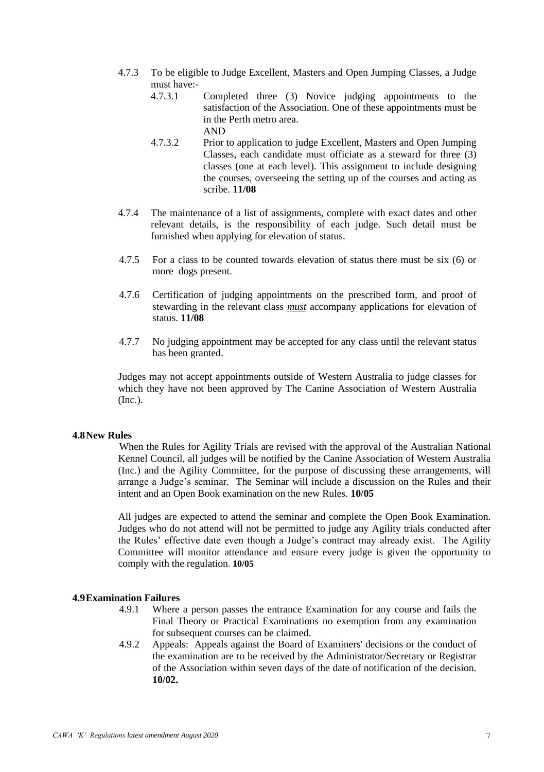4.7.3 To be eligible to Judge Excellent, Masters and Open Jumping Classes, a Judge must have:-

4.7.3.1 Completed three (3) Novice judging appointments to the satisfaction of the Association. One of these appointments must be in the Perth metro area.

AND

4.7.3.2 Prior to application to judge Excellent, Masters and Open Jumping Classes, each candidate must officiate as a steward for three (3) classes (one at each level). This assignment to include designing the courses, overseeing the setting up of the courses and acting as scribe. **11/08**

4.7.4 The maintenance of a list of assignments, complete with exact dates and other relevant details, is the responsibility of each judge. Such detail must be furnished when applying for elevation of status.

4.7.5 For a class to be counted towards elevation of status there must be six (6) or more dogs present.

4.7.6 Certification of judging appointments on the prescribed form, and proof of stewarding in the relevant class ***must*** accompany applications for elevation of status. **11/08**

4.7.7 No judging appointment may be accepted for any class until the relevant status has been granted.

Judges may not accept appointments outside of Western Australia to judge classes for which they have not been approved by The Canine Association of Western Australia (Inc.).

## 4.8 New Rules

When the Rules for Agility Trials are revised with the approval of the Australian National Kennel Council, all judges will be notified by the Canine Association of Western Australia (Inc.) and the Agility Committee, for the purpose of discussing these arrangements, will arrange a Judge's seminar. The Seminar will include a discussion on the Rules and their intent and an Open Book examination on the new Rules. **10/05**

All judges are expected to attend the seminar and complete the Open Book Examination. Judges who do not attend will not be permitted to judge any Agility trials conducted after the Rules' effective date even though a Judge's contract may already exist. The Agility Committee will monitor attendance and ensure every judge is given the opportunity to comply with the regulation. **10/05**

## 4.9 Examination Failures

4.9.1 Where a person passes the entrance Examination for any course and fails the Final Theory or Practical Examinations no exemption from any examination for subsequent courses can be claimed.

4.9.2 Appeals: Appeals against the Board of Examiners' decisions or the conduct of the examination are to be received by the Administrator/Secretary or Registrar of the Association within seven days of the date of notification of the decision. **10/02.**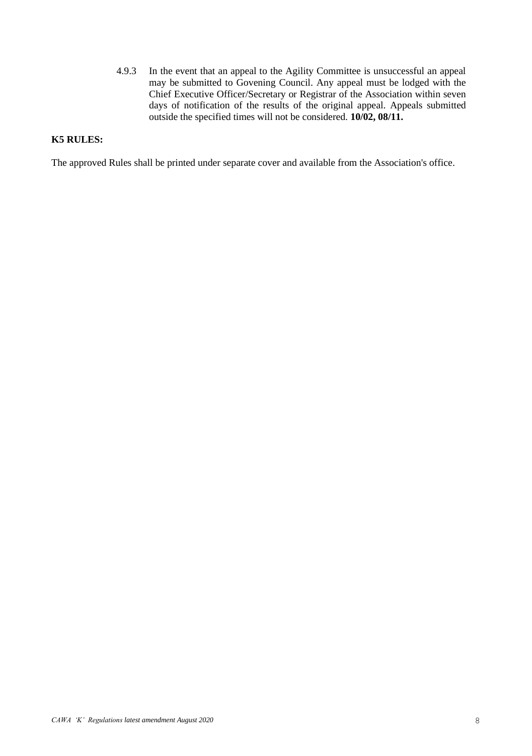4.9.3 In the event that an appeal to the Agility Committee is unsuccessful an appeal may be submitted to Govening Council. Any appeal must be lodged with the Chief Executive Officer/Secretary or Registrar of the Association within seven days of notification of the results of the original appeal. Appeals submitted outside the specified times will not be considered. **10/02, 08/11.**

**K5 RULES:**

The approved Rules shall be printed under separate cover and available from the Association's office.